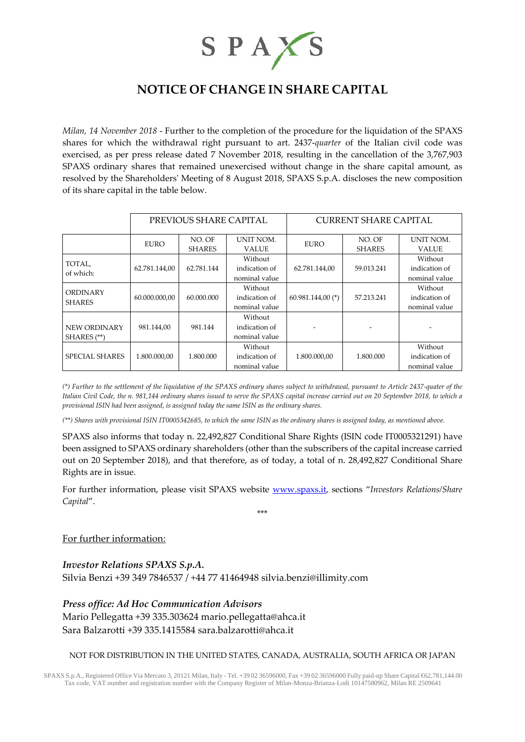# SPAXS

## NOTICE OF CHANGE IN SHARE CAPITAL

*Milan, 14 November 2018* - Further to the completion of the procedure for the liquidation of the SPAXS shares for which the withdrawal right pursuant to art. 2437-*quarter* of the Italian civil code was exercised, as per press release dated 7 November 2018, resulting in the cancellation of the 3,767,903 SPAXS ordinary shares that remained unexercised without change in the share capital amount, as resolved by the Shareholders' Meeting of 8 August 2018, SPAXS S.p.A. discloses the new composition of its share capital in the table below.

| | PREVIOUS SHARE CAPITAL | | | CURRENT SHARE CAPITAL | | |
|---|---|---|---|---|---|---|
| | EURO | NO. OF SHARES | UNIT NOM. VALUE | EURO | NO. OF SHARES | UNIT NOM. VALUE |
| TOTAL, of which: | 62.781.144,00 | 62.781.144 | Without indication of nominal value | 62.781.144,00 | 59.013.241 | Without indication of nominal value |
| ORDINARY SHARES | 60.000.000,00 | 60.000.000 | Without indication of nominal value | 60.981.144,00 (*) | 57.213.241 | Without indication of nominal value |
| NEW ORDINARY SHARES (**) | 981.144,00 | 981.144 | Without indication of nominal value | - | - | - |
| SPECIAL SHARES | 1.800.000,00 | 1.800.000 | Without indication of nominal value | 1.800.000,00 | 1.800.000 | Without indication of nominal value |

*(\*) Further to the settlement of the liquidation of the SPAXS ordinary shares subject to withdrawal, pursuant to Article 2437-quater of the Italian Civil Code, the n. 981,144 ordinary shares issued to serve the SPAXS capital increase carried out on 20 September 2018, to which a provisional ISIN had been assigned, is assigned today the same ISIN as the ordinary shares.*

*(\*\*) Shares with provisional ISIN IT0005342685, to which the same ISIN as the ordinary shares is assigned today, as mentioned above.*

SPAXS also informs that today n. 22,492,827 Conditional Share Rights (ISIN code IT0005321291) have been assigned to SPAXS ordinary shareholders (other than the subscribers of the capital increase carried out on 20 September 2018), and that therefore, as of today, a total of n. 28,492,827 Conditional Share Rights are in issue.

For further information, please visit SPAXS website [www.spaxs.it](http://www.spaxs.it), sections "*Investors Relations/Share Capital*".

\*\*\*

For further information:

***Investor Relations SPAXS S.p.A.***
Silvia Benzi +39 349 7846537 / +44 77 41464948 silvia.benzi@illimity.com

***Press office: Ad Hoc Communication Advisors***
Mario Pellegatta +39 335.303624 mario.pellegatta@ahca.it
Sara Balzarotti +39 335.1415584 sara.balzarotti@ahca.it

NOT FOR DISTRIBUTION IN THE UNITED STATES, CANADA, AUSTRALIA, SOUTH AFRICA OR JAPAN

SPAXS S.p.A., Registered Office Via Mercato 3, 20121 Milan, Italy - Tel. +39 02 36596000, Fax +39 02 36596000 Fully paid-up Share Capital €62,781,144.00 Tax code, VAT number and registration number with the Company Register of Milan-Monza-Brianza-Lodi 10147580962, Milan RE 2509641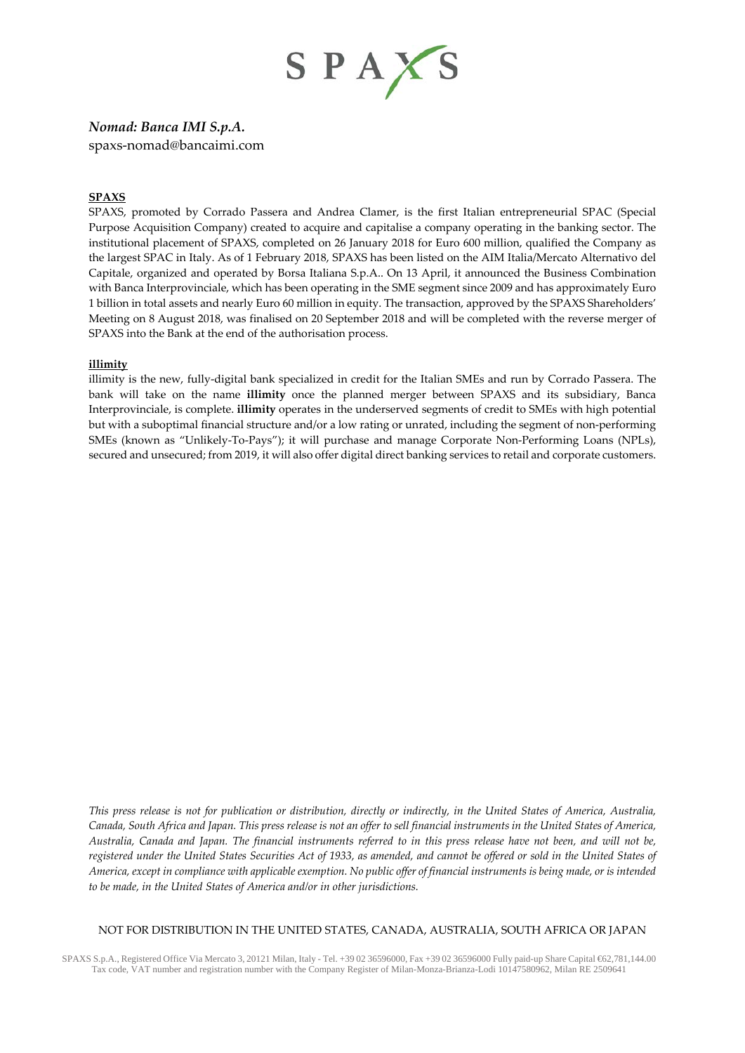SPAXS

*Nomad: Banca IMI S.p.A.*
spaxs-nomad@bancaimi.com

**SPAXS**

SPAXS, promoted by Corrado Passera and Andrea Clamer, is the first Italian entrepreneurial SPAC (Special Purpose Acquisition Company) created to acquire and capitalise a company operating in the banking sector. The institutional placement of SPAXS, completed on 26 January 2018 for Euro 600 million, qualified the Company as the largest SPAC in Italy. As of 1 February 2018, SPAXS has been listed on the AIM Italia/Mercato Alternativo del Capitale, organized and operated by Borsa Italiana S.p.A.. On 13 April, it announced the Business Combination with Banca Interprovinciale, which has been operating in the SME segment since 2009 and has approximately Euro 1 billion in total assets and nearly Euro 60 million in equity. The transaction, approved by the SPAXS Shareholders' Meeting on 8 August 2018, was finalised on 20 September 2018 and will be completed with the reverse merger of SPAXS into the Bank at the end of the authorisation process.

**illimity**

illimity is the new, fully-digital bank specialized in credit for the Italian SMEs and run by Corrado Passera. The bank will take on the name **illimity** once the planned merger between SPAXS and its subsidiary, Banca Interprovinciale, is complete. **illimity** operates in the underserved segments of credit to SMEs with high potential but with a suboptimal financial structure and/or a low rating or unrated, including the segment of non-performing SMEs (known as "Unlikely-To-Pays"); it will purchase and manage Corporate Non-Performing Loans (NPLs), secured and unsecured; from 2019, it will also offer digital direct banking services to retail and corporate customers.

*This press release is not for publication or distribution, directly or indirectly, in the United States of America, Australia, Canada, South Africa and Japan. This press release is not an offer to sell financial instruments in the United States of America, Australia, Canada and Japan. The financial instruments referred to in this press release have not been, and will not be, registered under the United States Securities Act of 1933, as amended, and cannot be offered or sold in the United States of America, except in compliance with applicable exemption. No public offer of financial instruments is being made, or is intended to be made, in the United States of America and/or in other jurisdictions.*

NOT FOR DISTRIBUTION IN THE UNITED STATES, CANADA, AUSTRALIA, SOUTH AFRICA OR JAPAN

SPAXS S.p.A., Registered Office Via Mercato 3, 20121 Milan, Italy - Tel. +39 02 36596000, Fax +39 02 36596000 Fully paid-up Share Capital €62,781,144.00
Tax code, VAT number and registration number with the Company Register of Milan-Monza-Brianza-Lodi 10147580962, Milan RE 2509641